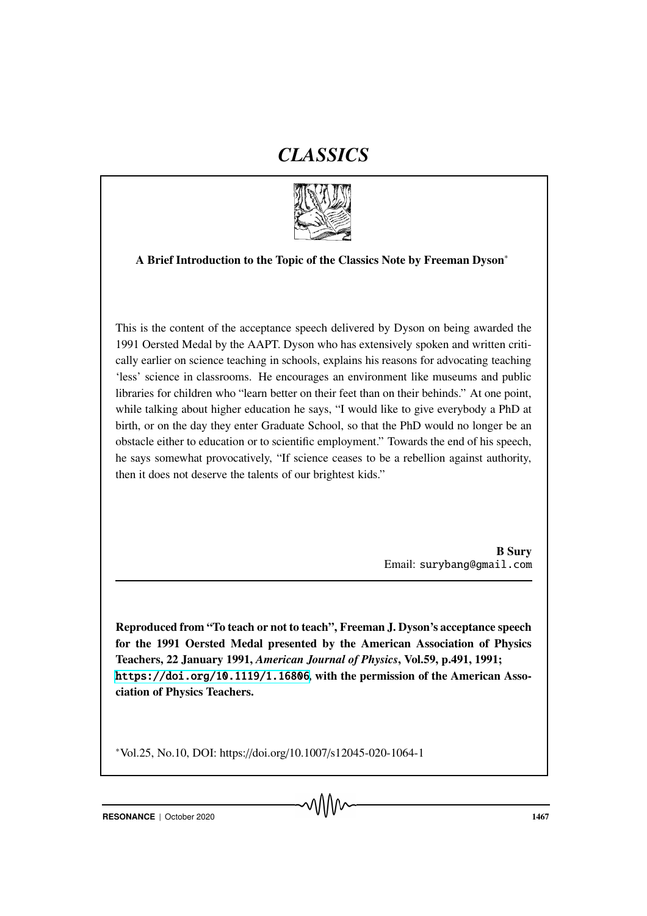# CLASSICS

**A Brief Introduction to the Topic of the Classics Note by Freeman Dyson***

This is the content of the acceptance speech delivered by Dyson on being awarded the 1991 Oersted Medal by the AAPT. Dyson who has extensively spoken and written critically earlier on science teaching in schools, explains his reasons for advocating teaching 'less' science in classrooms. He encourages an environment like museums and public libraries for children who "learn better on their feet than on their behinds." At one point, while talking about higher education he says, "I would like to give everybody a PhD at birth, or on the day they enter Graduate School, so that the PhD would no longer be an obstacle either to education or to scientific employment." Towards the end of his speech, he says somewhat provocatively, "If science ceases to be a rebellion against authority, then it does not deserve the talents of our brightest kids."

**B Sury**
Email: surybang@gmail.com

---

**Reproduced from "To teach or not to teach", Freeman J. Dyson's acceptance speech for the 1991 Oersted Medal presented by the American Association of Physics Teachers, 22 January 1991, *American Journal of Physics*, Vol.59, p.491, 1991; https://doi.org/10.1119/1.16806, with the permission of the American Association of Physics Teachers.**

*Vol.25, No.10, DOI: https://doi.org/10.1007/s12045-020-1064-1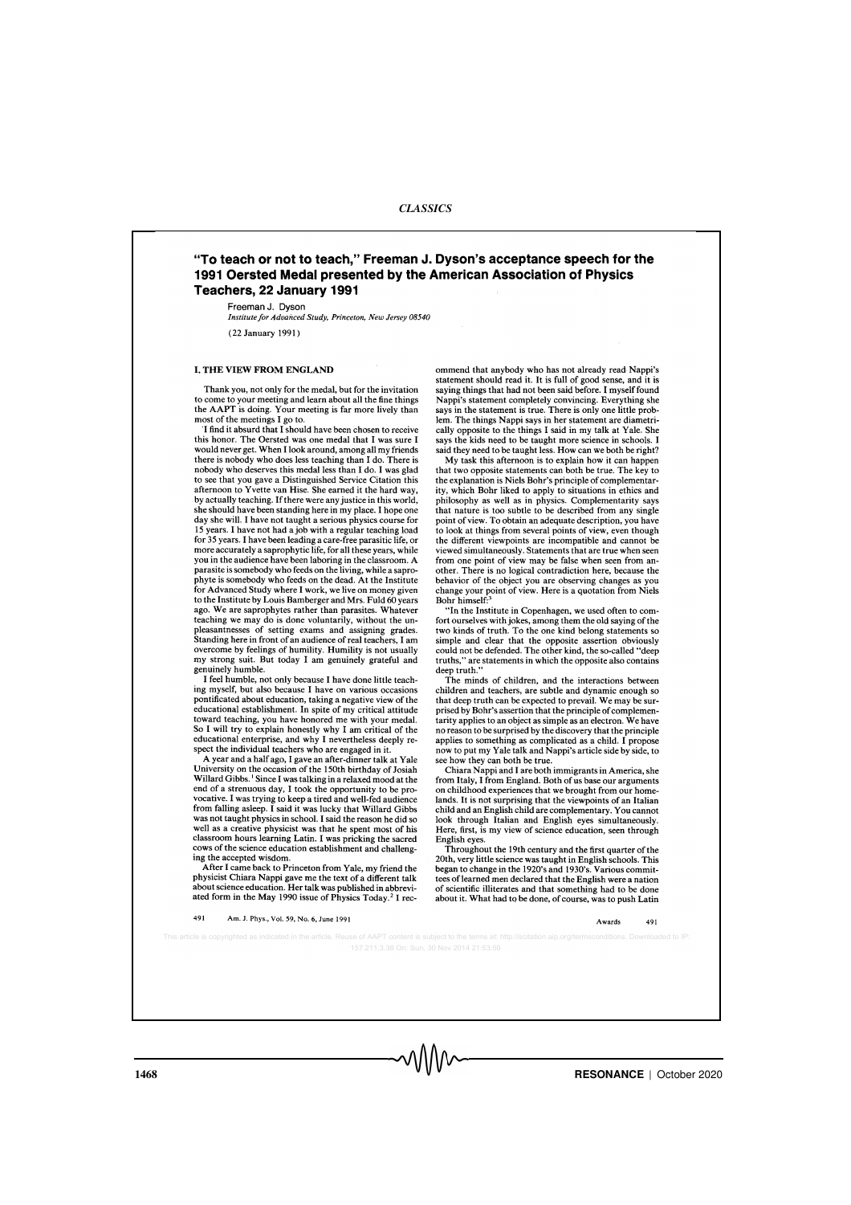*CLASSICS*

# "To teach or not to teach," Freeman J. Dyson's acceptance speech for the 1991 Oersted Medal presented by the American Association of Physics Teachers, 22 January 1991

Freeman J. Dyson
*Institute for Advanced Study, Princeton, New Jersey 08540*

(22 January 1991)

## I. THE VIEW FROM ENGLAND

Thank you, not only for the medal, but for the invitation to come to your meeting and learn about all the fine things the AAPT is doing. Your meeting is far more lively than most of the meetings I go to.

I find it absurd that I should have been chosen to receive this honor. The Oersted was one medal that I was sure I would never get. When I look around, among all my friends there is nobody who does less teaching than I do. There is nobody who deserves this medal less than I do. I was glad to see that you gave a Distinguished Service Citation this afternoon to Yvette van Hise. She earned it the hard way, by actually teaching. If there were any justice in this world, she should have been standing here in my place. I hope one day she will. I have not taught a serious physics course for 15 years. I have not had a job with a regular teaching load for 35 years. I have been leading a care-free parasitic life, or more accurately a saprophytic life, for all these years, while you in the audience have been laboring in the classroom. A parasite is somebody who feeds on the living, while a saprophyte is somebody who feeds on the dead. At the Institute for Advanced Study where I work, we live on money given to the Institute by Louis Bamberger and Mrs. Fuld 60 years ago. We are saprophytes rather than parasites. Whatever teaching we may do is done voluntarily, without the unpleasantnesses of setting exams and assigning grades. Standing here in front of an audience of real teachers, I am overcome by feelings of humility. Humility is not usually my strong suit. But today I am genuinely grateful and genuinely humble.

I feel humble, not only because I have done little teaching myself, but also because I have on various occasions pontificated about education, taking a negative view of the educational establishment. In spite of my critical attitude toward teaching, you have honored me with your medal. So I will try to explain honestly why I am critical of the educational enterprise, and why I nevertheless deeply respect the individual teachers who are engaged in it.

A year and a half ago, I gave an after-dinner talk at Yale University on the occasion of the 150th birthday of Josiah Willard Gibbs.[1] Since I was talking in a relaxed mood at the end of a strenuous day, I took the opportunity to be provocative. I was trying to keep a tired and well-fed audience from falling asleep. I said it was lucky that Willard Gibbs was not taught physics in school. I said the reason he did so well as a creative physicist was that he spent most of his classroom hours learning Latin. I was pricking the sacred cows of the science education establishment and challenging the accepted wisdom.

After I came back to Princeton from Yale, my friend the physicist Chiara Nappi gave me the text of a different talk about science education. Her talk was published in abbreviated form in the May 1990 issue of Physics Today.[2] I recommend that anybody who has not already read Nappi's statement should read it. It is full of good sense, and it is saying things that had not been said before. I myself found Nappi's statement completely convincing. Everything she says in the statement is true. There is only one little problem. The things Nappi says in her statement are diametrically opposite to the things I said in my talk at Yale. She says the kids need to be taught more science in schools. I said they need to be taught less. How can we both be right?

My task this afternoon is to explain how it can happen that two opposite statements can both be true. The key to the explanation is Niels Bohr's principle of complementarity, which Bohr liked to apply to situations in ethics and philosophy as well as in physics. Complementarity says that nature is too subtle to be described from any single point of view. To obtain an adequate description, you have to look at things from several points of view, even though the different viewpoints are incompatible and cannot be viewed simultaneously. Statements that are true when seen from one point of view may be false when seen from another. There is no logical contradiction here, because the behavior of the object you are observing changes as you change your point of view. Here is a quotation from Niels Bohr himself:[3]

"In the Institute in Copenhagen, we used often to comfort ourselves with jokes, among them the old saying of the two kinds of truth. To the one kind belong statements so simple and clear that the opposite assertion obviously could not be defended. The other kind, the so-called "deep truths," are statements in which the opposite also contains deep truth."

The minds of children, and the interactions between children and teachers, are subtle and dynamic enough so that deep truth can be expected to prevail. We may be surprised by Bohr's assertion that the principle of complementarity applies to an object as simple as an electron. We have no reason to be surprised by the discovery that the principle applies to something as complicated as a child. I propose now to put my Yale talk and Nappi's article side by side, to see how they can both be true.

Chiara Nappi and I are both immigrants in America, she from Italy, I from England. Both of us base our arguments on childhood experiences that we brought from our homelands. It is not surprising that the viewpoints of an Italian child and an English child are complementary. You cannot look through Italian and English eyes simultaneously. Here, first, is my view of science education, seen through English eyes.

Throughout the 19th century and the first quarter of the 20th, very little science was taught in English schools. This began to change in the 1920's and 1930's. Various committees of learned men declared that the English were a nation of scientific illiterates and that something had to be done about it. What had to be done, of course, was to push Latin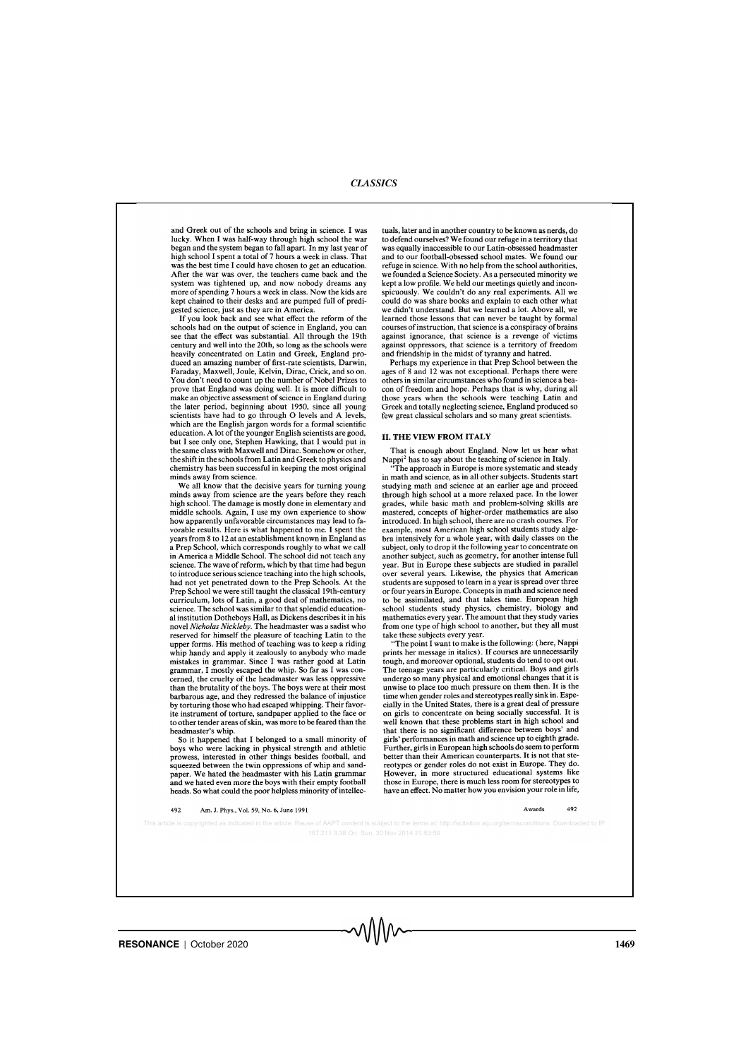and Greek out of the schools and bring in science. I was lucky. When I was half-way through high school the war began and the system began to fall apart. In my last year of high school I spent a total of 7 hours a week in class. That was the best time I could have chosen to get an education. After the war was over, the teachers came back and the system was tightened up, and now nobody dreams any more of spending 7 hours a week in class. Now the kids are kept chained to their desks and are pumped full of predigested science, just as they are in America.

If you look back and see what effect the reform of the schools had on the output of science in England, you can see that the effect was substantial. All through the 19th century and well into the 20th, so long as the schools were heavily concentrated on Latin and Greek, England produced an amazing number of first-rate scientists, Darwin, Faraday, Maxwell, Joule, Kelvin, Dirac, Crick, and so on. You don't need to count up the number of Nobel Prizes to prove that England was doing well. It is more difficult to make an objective assessment of science in England during the later period, beginning about 1950, since all young scientists have had to go through O levels and A levels, which are the English jargon words for a formal scientific education. A lot of the younger English scientists are good, but I see only one, Stephen Hawking, that I would put in the same class with Maxwell and Dirac. Somehow or other, the shift in the schools from Latin and Greek to physics and chemistry has been successful in keeping the most original minds away from science.

We all know that the decisive years for turning young minds away from science are the years before they reach high school. The damage is mostly done in elementary and middle schools. Again, I use my own experience to show how apparently unfavorable circumstances may lead to favorable results. Here is what happened to me. I spent the years from 8 to 12 at an establishment known in England as a Prep School, which corresponds roughly to what we call in America a Middle School. The school did not teach any science. The wave of reform, which by that time had begun to introduce serious science teaching into the high schools, had not yet penetrated down to the Prep Schools. At the Prep School we were still taught the classical 19th-century curriculum, lots of Latin, a good deal of mathematics, no science. The school was similar to that splendid educational institution Dotheboys Hall, as Dickens describes it in his novel *Nicholas Nickleby*. The headmaster was a sadist who reserved for himself the pleasure of teaching Latin to the upper forms. His method of teaching was to keep a riding whip handy and apply it zealously to anybody who made mistakes in grammar. Since I was rather good at Latin grammar, I mostly escaped the whip. So far as I was concerned, the cruelty of the headmaster was less oppressive than the brutality of the boys. The boys were at their most barbarous age, and they redressed the balance of injustice by torturing those who had escaped whipping. Their favorite instrument of torture, sandpaper applied to the face or to other tender areas of skin, was more to be feared than the headmaster's whip.

So it happened that I belonged to a small minority of boys who were lacking in physical strength and athletic prowess, interested in other things besides football, and squeezed between the twin oppressions of whip and sandpaper. We hated the headmaster with his Latin grammar and we hated even more the boys with their empty football heads. So what could the poor helpless minority of intellectuals, later and in another country to be known as nerds, do to defend ourselves? We found our refuge in a territory that was equally inaccessible to our Latin-obsessed headmaster and to our football-obsessed school mates. We found our refuge in science. With no help from the school authorities, we founded a Science Society. As a persecuted minority we kept a low profile. We held our meetings quietly and inconspicuously. We couldn't do any real experiments. All we could do was share books and explain to each other what we didn't understand. But we learned a lot. Above all, we learned those lessons that can never be taught by formal courses of instruction, that science is a conspiracy of brains against ignorance, that science is a revenge of victims against oppressors, that science is a territory of freedom and friendship in the midst of tyranny and hatred.

Perhaps my experience in that Prep School between the ages of 8 and 12 was not exceptional. Perhaps there were others in similar circumstances who found in science a beacon of freedom and hope. Perhaps that is why, during all those years when the schools were teaching Latin and Greek and totally neglecting science, England produced so few great classical scholars and so many great scientists.

## II. THE VIEW FROM ITALY

That is enough about England. Now let us hear what Nappi[2] has to say about the teaching of science in Italy.

"The approach in Europe is more systematic and steady in math and science, as in all other subjects. Students start studying math and science at an earlier age and proceed through high school at a more relaxed pace. In the lower grades, while basic math and problem-solving skills are mastered, concepts of higher-order mathematics are also introduced. In high school, there are no crash courses. For example, most American high school students study algebra intensively for a whole year, with daily classes on the subject, only to drop it the following year to concentrate on another subject, such as geometry, for another intense full year. But in Europe these subjects are studied in parallel over several years. Likewise, the physics that American students are supposed to learn in a year is spread over three or four years in Europe. Concepts in math and science need to be assimilated, and that takes time. European high school students study physics, chemistry, biology and mathematics every year. The amount that they study varies from one type of high school to another, but they all must take these subjects every year.

"The point I want to make is the following: (here, Nappi prints her message in italics). If courses are unnecessarily tough, and moreover optional, students do tend to opt out. The teenage years are particularly critical. Boys and girls undergo so many physical and emotional changes that it is unwise to place too much pressure on them then. It is the time when gender roles and stereotypes really sink in. Especially in the United States, there is a great deal of pressure on girls to concentrate on being socially successful. It is well known that these problems start in high school and that there is no significant difference between boys' and girls' performances in math and science up to eighth grade. Further, girls in European high schools do seem to perform better than their American counterparts. It is not that stereotypes or gender roles do not exist in Europe. They do. However, in more structured educational systems like those in Europe, there is much less room for stereotypes to have an effect. No matter how you envision your role in life,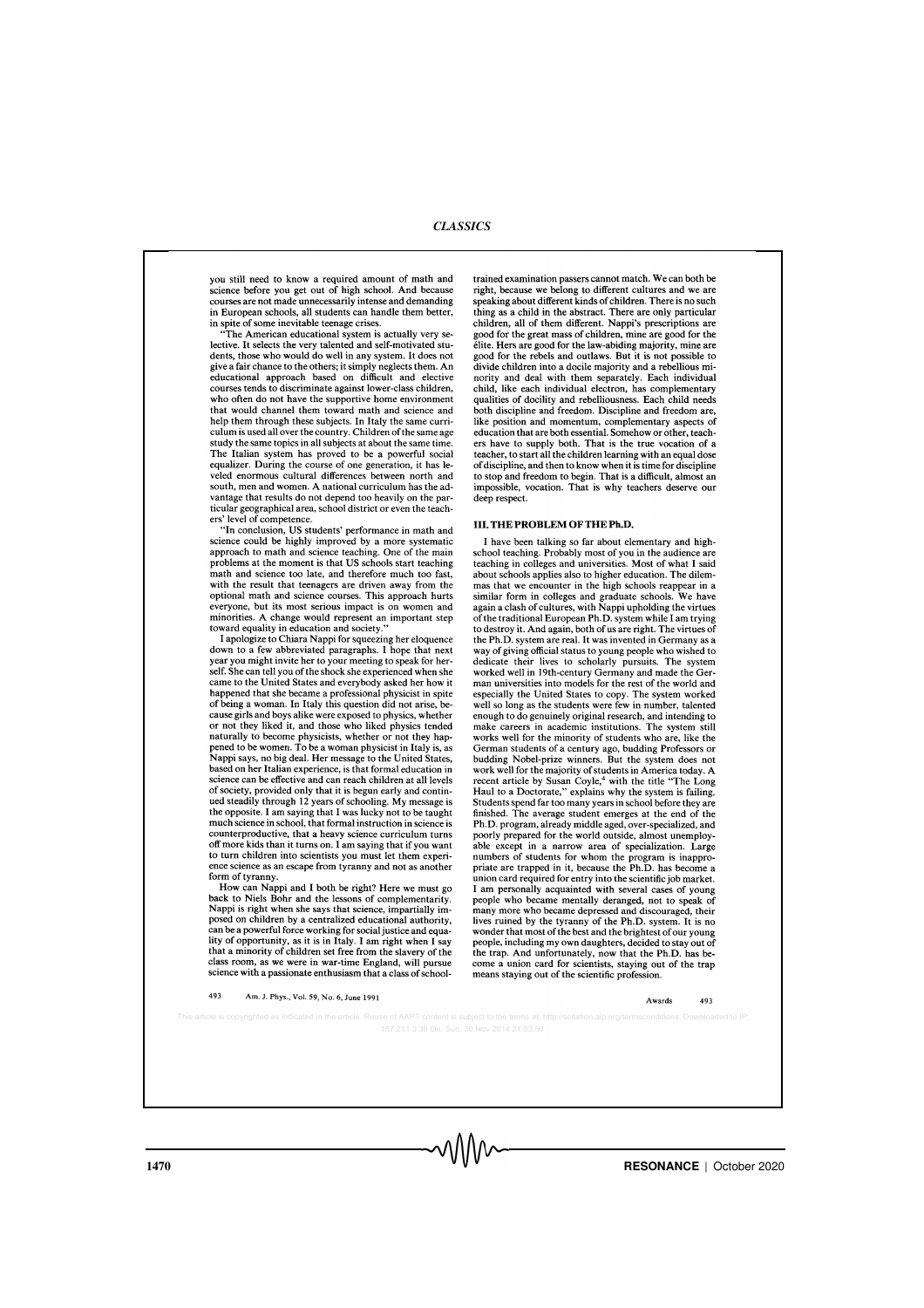you still need to know a required amount of math and science before you get out of high school. And because courses are not made unnecessarily intense and demanding in European schools, all students can handle them better, in spite of some inevitable teenage crises.

"The American educational system is actually very selective. It selects the very talented and self-motivated students, those who would do well in any system. It does not give a fair chance to the others; it simply neglects them. An educational approach based on difficult and elective courses tends to discriminate against lower-class children, who often do not have the supportive home environment that would channel them toward math and science and help them through these subjects. In Italy the same curriculum is used all over the country. Children of the same age study the same topics in all subjects at about the same time. The Italian system has proved to be a powerful social equalizer. During the course of one generation, it has leveled enormous cultural differences between north and south, men and women. A national curriculum has the advantage that results do not depend too heavily on the particular geographical area, school district or even the teachers' level of competence.

"In conclusion, US students' performance in math and science could be highly improved by a more systematic approach to math and science teaching. One of the main problems at the moment is that US schools start teaching math and science too late, and therefore much too fast, with the result that teenagers are driven away from the optional math and science courses. This approach hurts everyone, but its most serious impact is on women and minorities. A change would represent an important step toward equality in education and society."

I apologize to Chiara Nappi for squeezing her eloquence down to a few abbreviated paragraphs. I hope that next year you might invite her to your meeting to speak for herself. She can tell you of the shock she experienced when she came to the United States and everybody asked her how it happened that she became a professional physicist in spite of being a woman. In Italy this question did not arise, because girls and boys alike were exposed to physics, whether or not they liked it, and those who liked physics tended naturally to become physicists, whether or not they happened to be women. To be a woman physicist in Italy is, as Nappi says, no big deal. Her message to the United States, based on her Italian experience, is that formal education in science can be effective and can reach children at all levels of society, provided only that it is begun early and continued steadily through 12 years of schooling. My message is the opposite. I am saying that I was lucky not to be taught much science in school, that formal instruction in science is counterproductive, that a heavy science curriculum turns off more kids than it turns on. I am saying that if you want to turn children into scientists you must let them experience science as an escape from tyranny and not as another form of tyranny.

How can Nappi and I both be right? Here we must go back to Niels Bohr and the lessons of complementarity. Nappi is right when she says that science, impartially imposed on children by a centralized educational authority, can be a powerful force working for social justice and equality of opportunity, as it is in Italy. I am right when I say that a minority of children set free from the slavery of the class room, as we were in war-time England, will pursue science with a passionate enthusiasm that a class of school-trained examination passers cannot match. We can both be right, because we belong to different cultures and we are speaking about different kinds of children. There is no such thing as a child in the abstract. There are only particular children, all of them different. Nappi's prescriptions are good for the great mass of children, mine are good for the élite. Hers are good for the law-abiding majority, mine are good for the rebels and outlaws. But it is not possible to divide children into a docile majority and a rebellious minority and deal with them separately. Each individual child, like each individual electron, has complementary qualities of docility and rebelliousness. Each child needs both discipline and freedom. Discipline and freedom are, like position and momentum, complementary aspects of education that are both essential. Somehow or other, teachers have to supply both. That is the true vocation of a teacher, to start all the children learning with an equal dose of discipline, and then to know when it is time for discipline to stop and freedom to begin. That is a difficult, almost an impossible, vocation. That is why teachers deserve our deep respect.

## III. THE PROBLEM OF THE Ph.D.

I have been talking so far about elementary and high-school teaching. Probably most of you in the audience are teaching in colleges and universities. Most of what I said about schools applies also to higher education. The dilemmas that we encounter in the high schools reappear in a similar form in colleges and graduate schools. We have again a clash of cultures, with Nappi upholding the virtues of the traditional European Ph.D. system while I am trying to destroy it. And again, both of us are right. The virtues of the Ph.D. system are real. It was invented in Germany as a way of giving official status to young people who wished to dedicate their lives to scholarly pursuits. The system worked well in 19th-century Germany and made the German universities into models for the rest of the world and especially the United States to copy. The system worked well so long as the students were few in number, talented enough to do genuinely original research, and intending to make careers in academic institutions. The system still works well for the minority of students who are, like the German students of a century ago, budding Professors or budding Nobel-prize winners. But the system does not work well for the majority of students in America today. A recent article by Susan Coyle,[4] with the title "The Long Haul to a Doctorate," explains why the system is failing. Students spend far too many years in school before they are finished. The average student emerges at the end of the Ph.D. program, already middle aged, over-specialized, and poorly prepared for the world outside, almost unemployable except in a narrow area of specialization. Large numbers of students for whom the program is inappropriate are trapped in it, because the Ph.D. has become a union card required for entry into the scientific job market. I am personally acquainted with several cases of young people who became mentally deranged, not to speak of many more who became depressed and discouraged, their lives ruined by the tyranny of the Ph.D. system. It is no wonder that most of the best and the brightest of our young people, including my own daughters, decided to stay out of the trap. And unfortunately, now that the Ph.D. has become a union card for scientists, staying out of the trap means staying out of the scientific profession.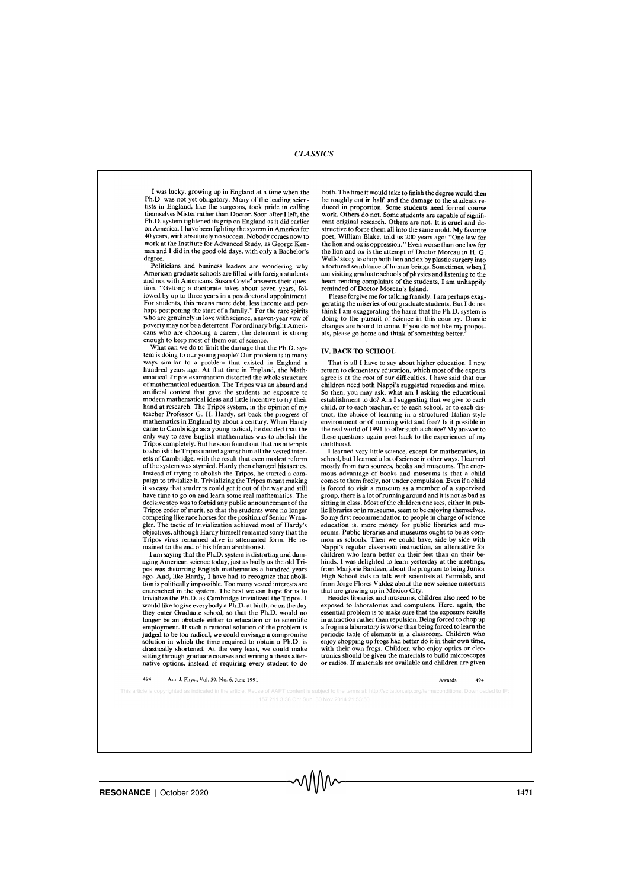I was lucky, growing up in England at a time when the Ph.D. was not yet obligatory. Many of the leading scientists in England, like the surgeons, took pride in calling themselves Mister rather than Doctor. Soon after I left, the Ph.D. system tightened its grip on England as it did earlier on America. I have been fighting the system in America for 40 years, with absolutely no success. Nobody comes now to work at the Institute for Advanced Study, as George Kennan and I did in the good old days, with only a Bachelor's degree.

Politicians and business leaders are wondering why American graduate schools are filled with foreign students and not with Americans. Susan Coyle[4] answers their question. "Getting a doctorate takes about seven years, followed by up to three years in a postdoctoral appointment. For students, this means more debt, less income and perhaps postponing the start of a family." For the rare spirits who are genuinely in love with science, a seven-year vow of poverty may not be a deterrent. For ordinary bright Americans who are choosing a career, the deterrent is strong enough to keep most of them out of science.

What can we do to limit the damage that the Ph.D. system is doing to our young people? Our problem is in many ways similar to a problem that existed in England a hundred years ago. At that time in England, the Mathematical Tripos examination distorted the whole structure of mathematical education. The Tripos was an absurd and artificial contest that gave the students no exposure to modern mathematical ideas and little incentive to try their hand at research. The Tripos system, in the opinion of my teacher Professor G. H. Hardy, set back the progress of mathematics in England by about a century. When Hardy came to Cambridge as a young radical, he decided that the only way to save English mathematics was to abolish the Tripos completely. But he soon found out that his attempts to abolish the Tripos united against him all the vested interests of Cambridge, with the result that even modest reform of the system was stymied. Hardy then changed his tactics. Instead of trying to abolish the Tripos, he started a campaign to trivialize it. Trivializing the Tripos meant making it so easy that students could get it out of the way and still have time to go on and learn some real mathematics. The decisive step was to forbid any public announcement of the Tripos order of merit, so that the students were no longer competing like race horses for the position of Senior Wrangler. The tactic of trivialization achieved most of Hardy's objectives, although Hardy himself remained sorry that the Tripos virus remained alive in attenuated form. He remained to the end of his life an abolitionist.

I am saying that the Ph.D. system is distorting and damaging American science today, just as badly as the old Tripos was distorting English mathematics a hundred years ago. And, like Hardy, I have had to recognize that abolition is politically impossible. Too many vested interests are entrenched in the system. The best we can hope for is to trivialize the Ph.D. as Cambridge trivialized the Tripos. I would like to give everybody a Ph.D. at birth, or on the day they enter Graduate school, so that the Ph.D. would no longer be an obstacle either to education or to scientific employment. If such a rational solution of the problem is judged to be too radical, we could envisage a compromise solution in which the time required to obtain a Ph.D. is drastically shortened. At the very least, we could make sitting through graduate courses and writing a thesis alternative options, instead of requiring every student to do both. The time it would take to finish the degree would then be roughly cut in half, and the damage to the students reduced in proportion. Some students need formal course work. Others do not. Some students are capable of significant original research. Others are not. It is cruel and destructive to force them all into the same mold. My favorite poet, William Blake, told us 200 years ago: "One law for the lion and ox is oppression." Even worse than one law for the lion and ox is the attempt of Doctor Moreau in H. G. Wells' story to chop both lion and ox by plastic surgery into a tortured semblance of human beings. Sometimes, when I am visiting graduate schools of physics and listening to the heart-rending complaints of the students, I am unhappily reminded of Doctor Moreau's Island.

Please forgive me for talking frankly. I am perhaps exaggerating the miseries of our graduate students. But I do not think I am exaggerating the harm that the Ph.D. system is doing to the pursuit of science in this country. Drastic changes are bound to come. If you do not like my proposals, please go home and think of something better.[5]

## IV. BACK TO SCHOOL

That is all I have to say about higher education. I now return to elementary education, which most of the experts agree is at the root of our difficulties. I have said that our children need both Nappi's suggested remedies and mine. So then, you may ask, what am I asking the educational establishment to do? Am I suggesting that we give to each child, or to each teacher, or to each school, or to each district, the choice of learning in a structured Italian-style environment or of running wild and free? Is it possible in the real world of 1991 to offer such a choice? My answer to these questions again goes back to the experiences of my childhood.

I learned very little science, except for mathematics, in school, but I learned a lot of science in other ways. I learned mostly from two sources, books and museums. The enormous advantage of books and museums is that a child comes to them freely, not under compulsion. Even if a child is forced to visit a museum as a member of a supervised group, there is a lot of running around and it is not as bad as sitting in class. Most of the children one sees, either in public libraries or in museums, seem to be enjoying themselves. So my first recommendation to people in charge of science education is, more money for public libraries and museums. Public libraries and museums ought to be as common as schools. Then we could have, side by side with Nappi's regular classroom instruction, an alternative for children who learn better on their feet than on their behinds. I was delighted to learn yesterday at the meetings, from Marjorie Bardeen, about the program to bring Junior High School kids to talk with scientists at Fermilab, and from Jorge Flores Valdez about the new science museums that are growing up in Mexico City.

Besides libraries and museums, children also need to be exposed to laboratories and computers. Here, again, the essential problem is to make sure that the exposure results in attraction rather than repulsion. Being forced to chop up a frog in a laboratory is worse than being forced to learn the periodic table of elements in a classroom. Children who enjoy chopping up frogs had better do it in their own time, with their own frogs. Children who enjoy optics or electronics should be given the materials to build microscopes or radios. If materials are available and children are given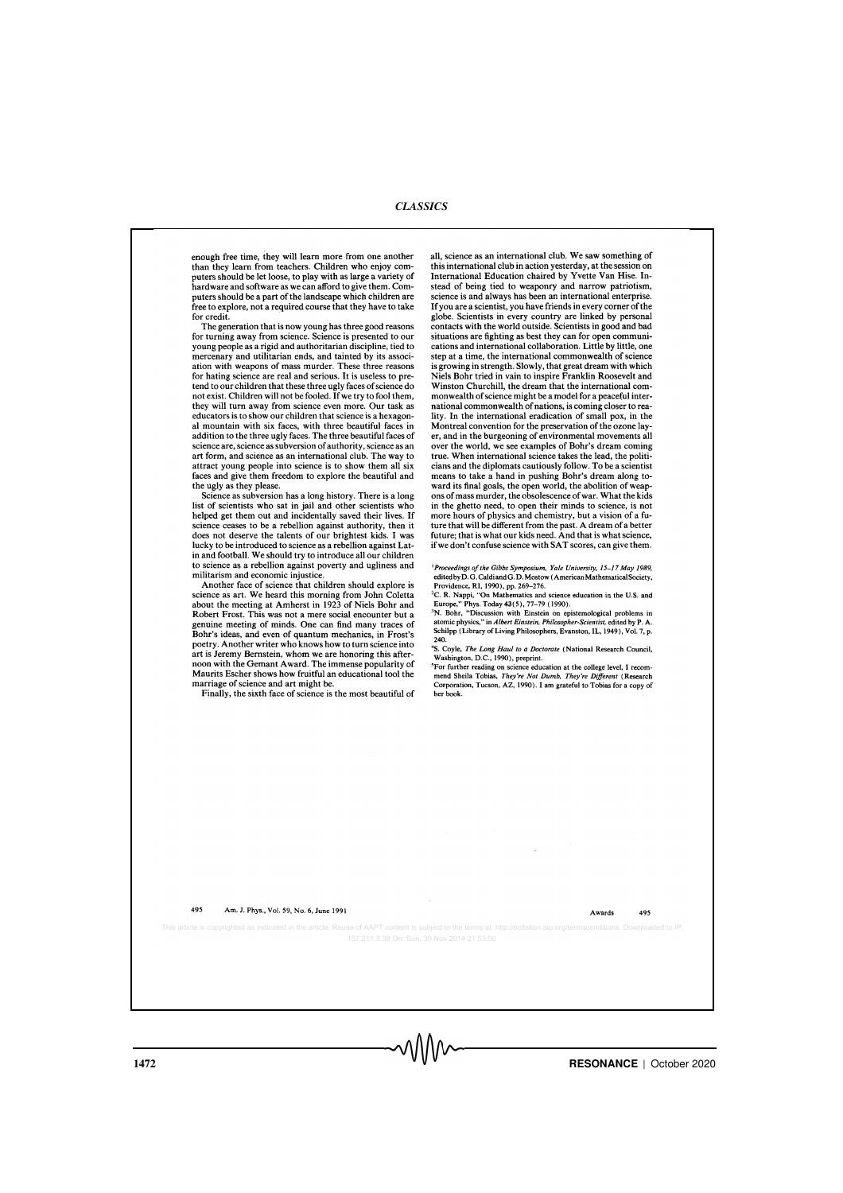enough free time, they will learn more from one another than they learn from teachers. Children who enjoy computers should be let loose, to play with as large a variety of hardware and software as we can afford to give them. Computers should be a part of the landscape which children are free to explore, not a required course that they have to take for credit.

The generation that is now young has three good reasons for turning away from science. Science is presented to our young people as a rigid and authoritarian discipline, tied to mercenary and utilitarian ends, and tainted by its association with weapons of mass murder. These three reasons for hating science are real and serious. It is useless to pretend to our children that these three ugly faces of science do not exist. Children will not be fooled. If we try to fool them, they will turn away from science even more. Our task as educators is to show our children that science is a hexagonal mountain with six faces, with three beautiful faces in addition to the three ugly faces. The three beautiful faces of science are, science as subversion of authority, science as an art form, and science as an international club. The way to attract young people into science is to show them all six faces and give them freedom to explore the beautiful and the ugly as they please.

Science as subversion has a long history. There is a long list of scientists who sat in jail and other scientists who helped get them out and incidentally saved their lives. If science ceases to be a rebellion against authority, then it does not deserve the talents of our brightest kids. I was lucky to be introduced to science as a rebellion against Latin and football. We should try to introduce all our children to science as a rebellion against poverty and ugliness and militarism and economic injustice.

Another face of science that children should explore is science as art. We heard this morning from John Coletta about the meeting at Amherst in 1923 of Niels Bohr and Robert Frost. This was not a mere social encounter but a genuine meeting of minds. One can find many traces of Bohr's ideas, and even of quantum mechanics, in Frost's poetry. Another writer who knows how to turn science into art is Jeremy Bernstein, whom we are honoring this afternoon with the Gemant Award. The immense popularity of Maurits Escher shows how fruitful an educational tool the marriage of science and art might be.

Finally, the sixth face of science is the most beautiful of all, science as an international club. We saw something of this international club in action yesterday, at the session on International Education chaired by Yvette Van Hise. Instead of being tied to weaponry and narrow patriotism, science is and always has been an international enterprise. If you are a scientist, you have friends in every corner of the globe. Scientists in every country are linked by personal contacts with the world outside. Scientists in good and bad situations are fighting as best they can for open communications and international collaboration. Little by little, one step at a time, the international commonwealth of science is growing in strength. Slowly, that great dream with which Niels Bohr tried in vain to inspire Franklin Roosevelt and Winston Churchill, the dream that the international commonwealth of science might be a model for a peaceful international commonwealth of nations, is coming closer to reality. In the international eradication of small pox, in the Montreal convention for the preservation of the ozone layer, and in the burgeoning of environmental movements all over the world, we see examples of Bohr's dream coming true. When international science takes the lead, the politicians and the diplomats cautiously follow. To be a scientist means to take a hand in pushing Bohr's dream along toward its final goals, the open world, the abolition of weapons of mass murder, the obsolescence of war. What the kids in the ghetto need, to open their minds to science, is not more hours of physics and chemistry, but a vision of a future that will be different from the past. A dream of a better future; that is what our kids need. And that is what science, if we don't confuse science with SAT scores, can give them.

[1] *Proceedings of the Gibbs Symposium, Yale University, 15–17 May 1989*, edited by D. G. Caldi and G. D. Mostow (American Mathematical Society, Providence, RI, 1990), pp. 269–276.

[2] C. R. Nappi, "On Mathematics and science education in the U.S. and Europe," Phys. Today **43**(5), 77–79 (1990).

[3] N. Bohr, "Discussion with Einstein on epistemological problems in atomic physics," in *Albert Einstein, Philosopher-Scientist*, edited by P. A. Schilpp (Library of Living Philosophers, Evanston, IL, 1949), Vol. 7, p. 240.

[4] S. Coyle, *The Long Haul to a Doctorate* (National Research Council, Washington, D.C., 1990), preprint.

[5] For further reading on science education at the college level, I recommend Sheila Tobias, *They're Not Dumb, They're Different* (Research Corporation, Tucson, AZ, 1990). I am grateful to Tobias for a copy of her book.